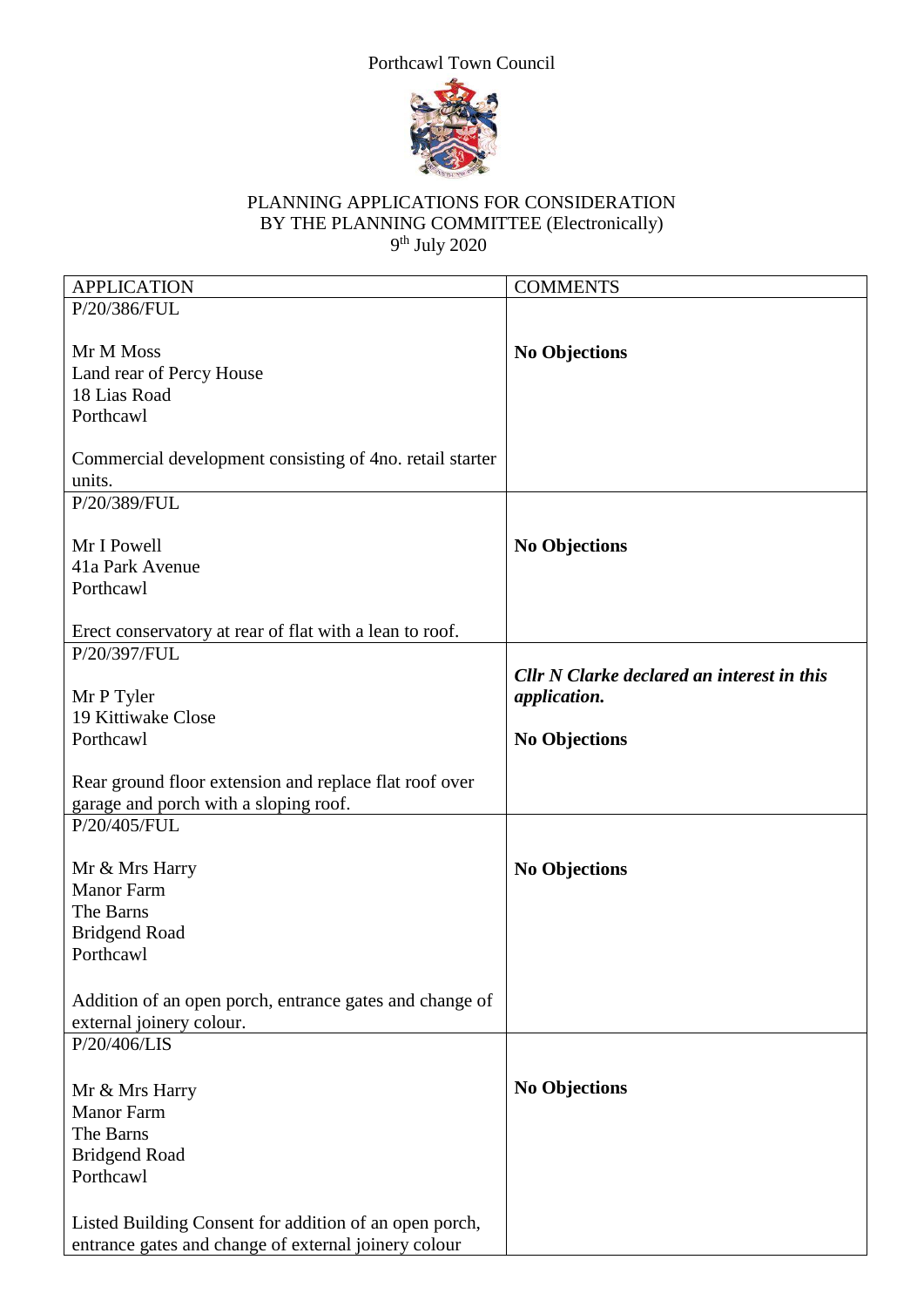Porthcawl Town Council

# PLANNING APPLICATIONS FOR CONSIDERATION BY THE PLANNING COMMITTEE (Electronically)

9th July 2020

| APPLICATION | COMMENTS |
| --- | --- |
| P/20/386/FUL<br><br>Mr M Moss<br>Land rear of Percy House<br>18 Lias Road<br>Porthcawl<br><br>Commercial development consisting of 4no. retail starter units. | **No Objections** |
| P/20/389/FUL<br><br>Mr I Powell<br>41a Park Avenue<br>Porthcawl<br><br>Erect conservatory at rear of flat with a lean to roof. | **No Objections** |
| P/20/397/FUL<br><br>Mr P Tyler<br>19 Kittiwake Close<br>Porthcawl<br><br>Rear ground floor extension and replace flat roof over garage and porch with a sloping roof. | ***Cllr N Clarke declared an interest in this application.***<br><br>**No Objections** |
| P/20/405/FUL<br><br>Mr & Mrs Harry<br>Manor Farm<br>The Barns<br>Bridgend Road<br>Porthcawl<br><br>Addition of an open porch, entrance gates and change of external joinery colour. | **No Objections** |
| P/20/406/LIS<br><br>Mr & Mrs Harry<br>Manor Farm<br>The Barns<br>Bridgend Road<br>Porthcawl<br><br>Listed Building Consent for addition of an open porch, entrance gates and change of external joinery colour | **No Objections** |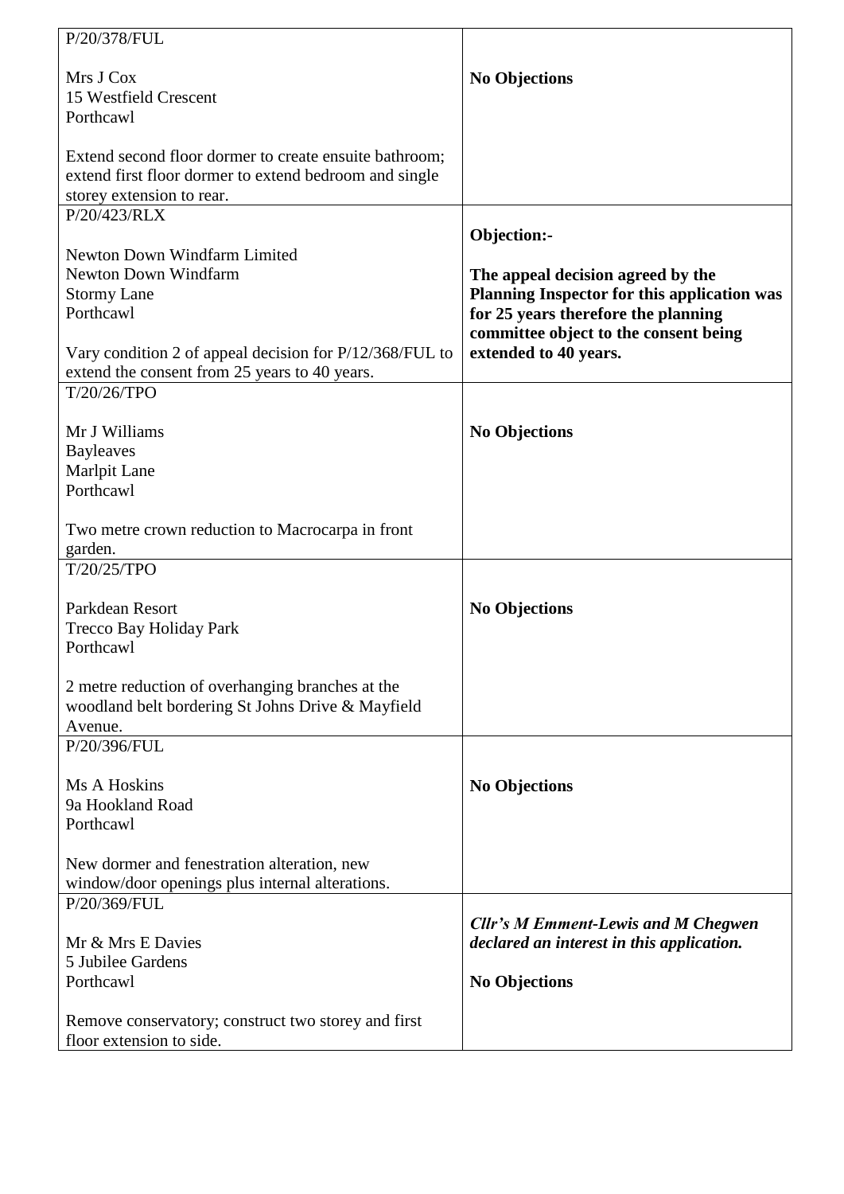| | |
|---|---|
| P/20/378/FUL<br><br>Mrs J Cox<br>15 Westfield Crescent<br>Porthcawl<br><br>Extend second floor dormer to create ensuite bathroom; extend first floor dormer to extend bedroom and single storey extension to rear. | **No Objections** |
| P/20/423/RLX<br><br>Newton Down Windfarm Limited<br>Newton Down Windfarm<br>Stormy Lane<br>Porthcawl<br><br>Vary condition 2 of appeal decision for P/12/368/FUL to extend the consent from 25 years to 40 years. | **Objection:-**<br><br>**The appeal decision agreed by the Planning Inspector for this application was for 25 years therefore the planning committee object to the consent being extended to 40 years.** |
| T/20/26/TPO<br><br>Mr J Williams<br>Bayleaves<br>Marlpit Lane<br>Porthcawl<br><br>Two metre crown reduction to Macrocarpa in front garden. | **No Objections** |
| T/20/25/TPO<br><br>Parkdean Resort<br>Trecco Bay Holiday Park<br>Porthcawl<br><br>2 metre reduction of overhanging branches at the woodland belt bordering St Johns Drive & Mayfield Avenue. | **No Objections** |
| P/20/396/FUL<br><br>Ms A Hoskins<br>9a Hookland Road<br>Porthcawl<br><br>New dormer and fenestration alteration, new window/door openings plus internal alterations. | **No Objections** |
| P/20/369/FUL<br><br>Mr & Mrs E Davies<br>5 Jubilee Gardens<br>Porthcawl<br><br>Remove conservatory; construct two storey and first floor extension to side. | ***Cllr's M Emment-Lewis and M Chegwen declared an interest in this application.***<br><br>**No Objections** |